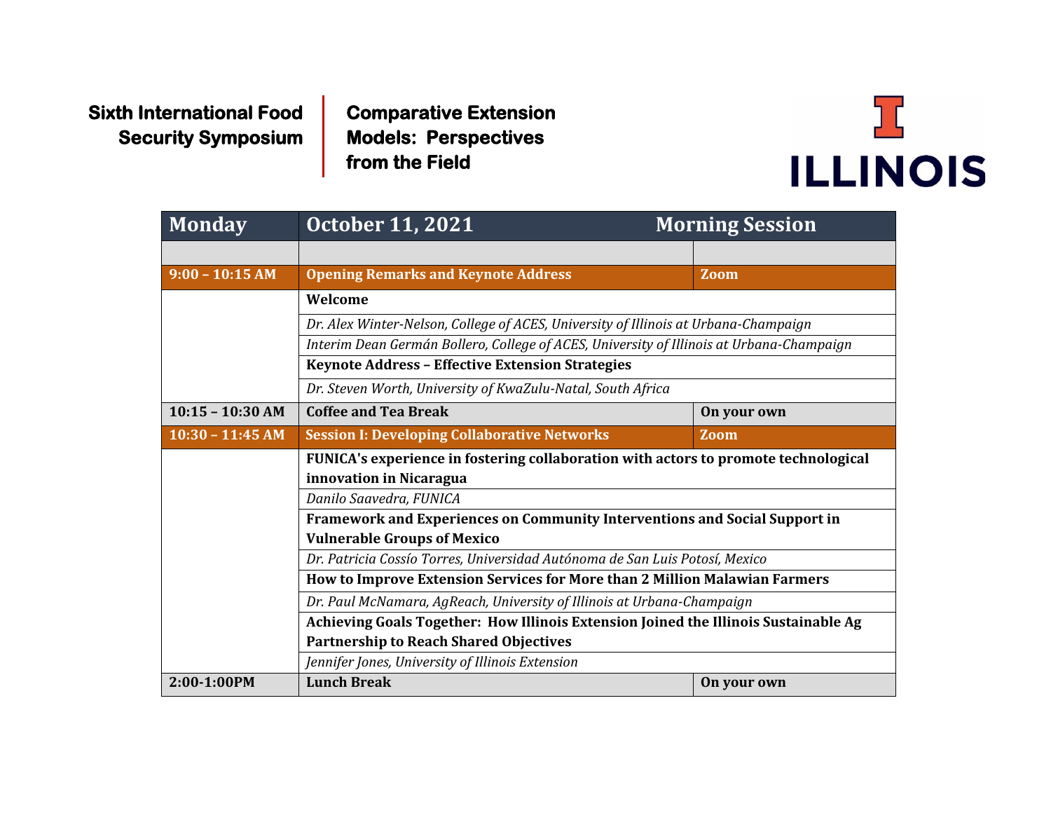**Sixth International Food Security Symposium**

**Comparative Extension Models: Perspectives from the Field**

ILLINOIS

| Monday | October 11, 2021 | Morning Session |
|---|---|---|
| | | |
| **9:00 – 10:15 AM** | **Opening Remarks and Keynote Address** | **Zoom** |
| | **Welcome** | |
| | *Dr. Alex Winter-Nelson, College of ACES, University of Illinois at Urbana-Champaign* | |
| | *Interim Dean Germán Bollero, College of ACES, University of Illinois at Urbana-Champaign* | |
| | **Keynote Address – Effective Extension Strategies** | |
| | *Dr. Steven Worth, University of KwaZulu-Natal, South Africa* | |
| **10:15 – 10:30 AM** | **Coffee and Tea Break** | **On your own** |
| **10:30 – 11:45 AM** | **Session I: Developing Collaborative Networks** | **Zoom** |
| | **FUNICA's experience in fostering collaboration with actors to promote technological innovation in Nicaragua** | |
| | *Danilo Saavedra, FUNICA* | |
| | **Framework and Experiences on Community Interventions and Social Support in Vulnerable Groups of Mexico** | |
| | *Dr. Patricia Cossío Torres, Universidad Autónoma de San Luis Potosí, Mexico* | |
| | **How to Improve Extension Services for More than 2 Million Malawian Farmers** | |
| | *Dr. Paul McNamara, AgReach, University of Illinois at Urbana-Champaign* | |
| | **Achieving Goals Together: How Illinois Extension Joined the Illinois Sustainable Ag Partnership to Reach Shared Objectives** | |
| | *Jennifer Jones, University of Illinois Extension* | |
| **2:00-1:00PM** | **Lunch Break** | **On your own** |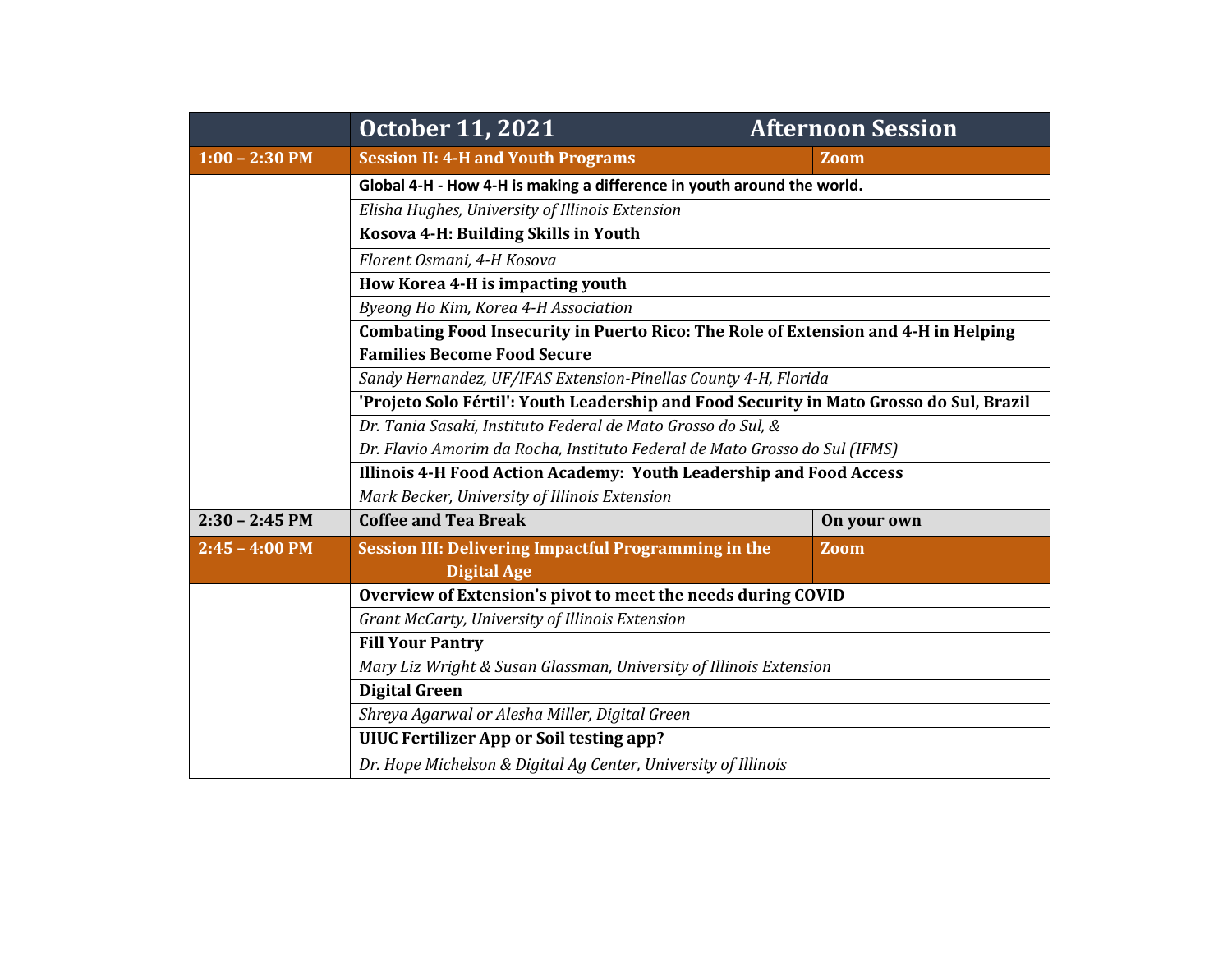| | October 11, 2021 | Afternoon Session |
|---|---|---|
| **1:00 – 2:30 PM** | **Session II: 4-H and Youth Programs** | **Zoom** |
| | **Global 4-H - How 4-H is making a difference in youth around the world.** | |
| | *Elisha Hughes, University of Illinois Extension* | |
| | **Kosova 4-H: Building Skills in Youth** | |
| | *Florent Osmani, 4-H Kosova* | |
| | **How Korea 4-H is impacting youth** | |
| | *Byeong Ho Kim, Korea 4-H Association* | |
| | **Combating Food Insecurity in Puerto Rico: The Role of Extension and 4-H in Helping Families Become Food Secure** | |
| | *Sandy Hernandez, UF/IFAS Extension-Pinellas County 4-H, Florida* | |
| | **'Projeto Solo Fértil': Youth Leadership and Food Security in Mato Grosso do Sul, Brazil** | |
| | *Dr. Tania Sasaki, Instituto Federal de Mato Grosso do Sul, & Dr. Flavio Amorim da Rocha, Instituto Federal de Mato Grosso do Sul (IFMS)* | |
| | **Illinois 4-H Food Action Academy: Youth Leadership and Food Access** | |
| | *Mark Becker, University of Illinois Extension* | |
| **2:30 – 2:45 PM** | **Coffee and Tea Break** | **On your own** |
| **2:45 – 4:00 PM** | **Session III: Delivering Impactful Programming in the Digital Age** | **Zoom** |
| | **Overview of Extension's pivot to meet the needs during COVID** | |
| | *Grant McCarty, University of Illinois Extension* | |
| | **Fill Your Pantry** | |
| | *Mary Liz Wright & Susan Glassman, University of Illinois Extension* | |
| | **Digital Green** | |
| | *Shreya Agarwal or Alesha Miller, Digital Green* | |
| | **UIUC Fertilizer App or Soil testing app?** | |
| | *Dr. Hope Michelson & Digital Ag Center, University of Illinois* | |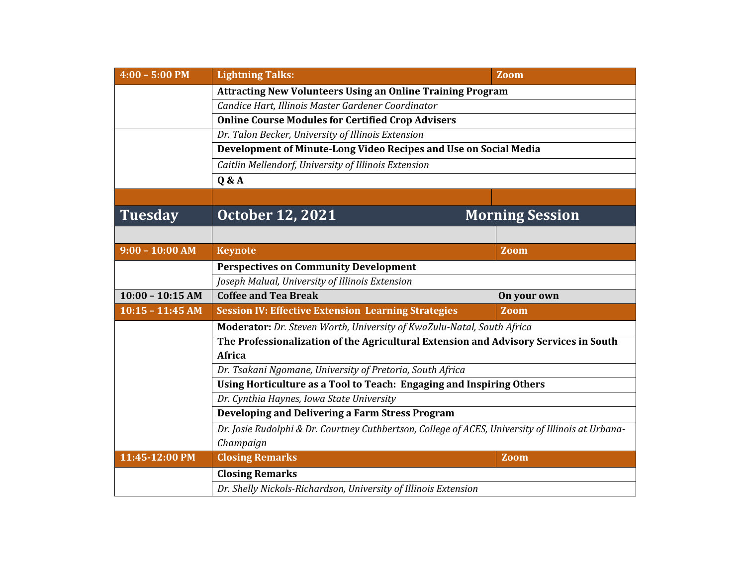| | | |
|---|---|---|
| **4:00 – 5:00 PM** | **Lightning Talks:** | **Zoom** |
| | **Attracting New Volunteers Using an Online Training Program** | |
| | *Candice Hart, Illinois Master Gardener Coordinator* | |
| | **Online Course Modules for Certified Crop Advisers** | |
| | *Dr. Talon Becker, University of Illinois Extension* | |
| | **Development of Minute-Long Video Recipes and Use on Social Media** | |
| | *Caitlin Mellendorf, University of Illinois Extension* | |
| | **Q & A** | |
| | | |
| **Tuesday** | **October 12, 2021** | **Morning Session** |
| | | |
| **9:00 – 10:00 AM** | **Keynote** | **Zoom** |
| | **Perspectives on Community Development** | |
| | *Joseph Malual, University of Illinois Extension* | |
| **10:00 – 10:15 AM** | **Coffee and Tea Break** | **On your own** |
| **10:15 – 11:45 AM** | **Session IV: Effective Extension Learning Strategies** | **Zoom** |
| | **Moderator:** *Dr. Steven Worth, University of KwaZulu-Natal, South Africa* | |
| | **The Professionalization of the Agricultural Extension and Advisory Services in South Africa** | |
| | *Dr. Tsakani Ngomane, University of Pretoria, South Africa* | |
| | **Using Horticulture as a Tool to Teach: Engaging and Inspiring Others** | |
| | *Dr. Cynthia Haynes, Iowa State University* | |
| | **Developing and Delivering a Farm Stress Program** | |
| | *Dr. Josie Rudolphi & Dr. Courtney Cuthbertson, College of ACES, University of Illinois at Urbana-Champaign* | |
| **11:45-12:00 PM** | **Closing Remarks** | **Zoom** |
| | **Closing Remarks** | |
| | *Dr. Shelly Nickols-Richardson, University of Illinois Extension* | |